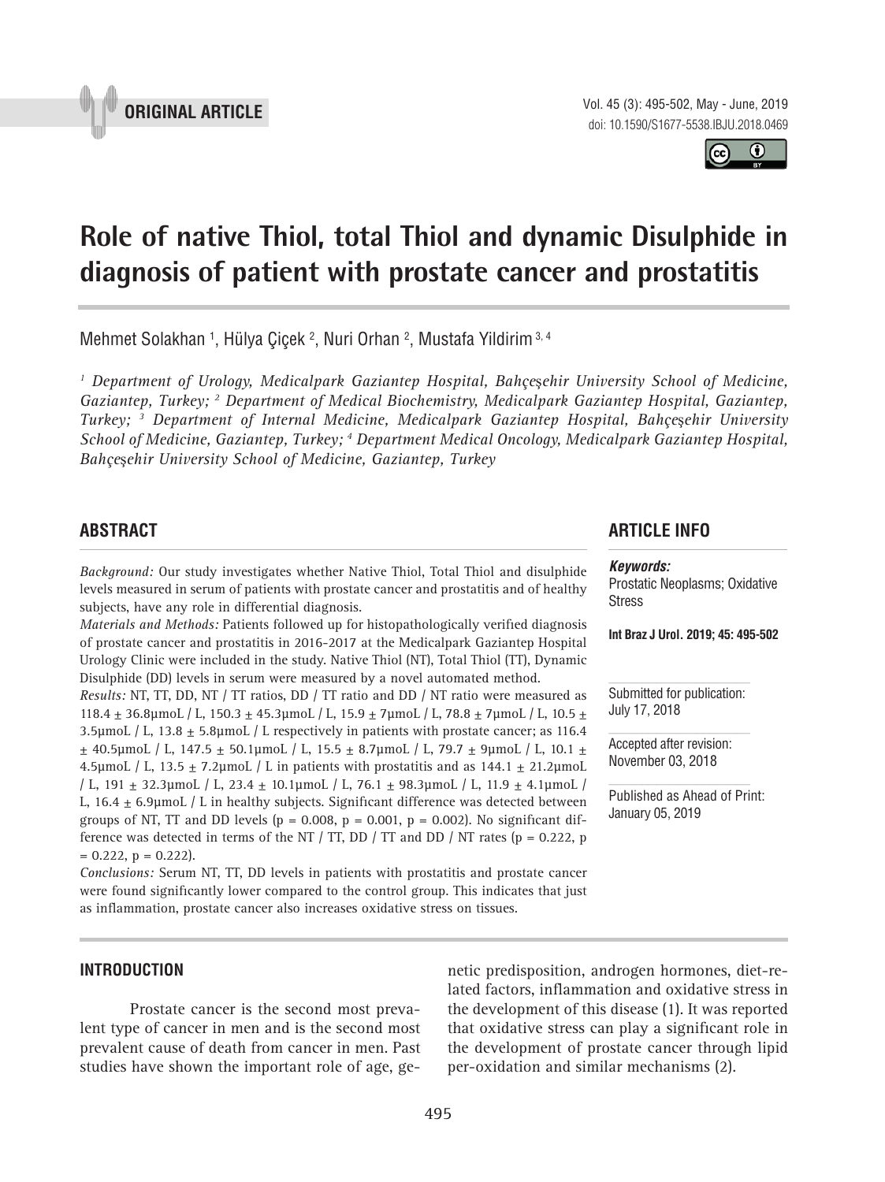ORIGINAL ARTICLE

# Role of native Thiol, total Thiol and dynamic Disulphide in diagnosis of patient with prostate cancer and prostatitis

Mehmet Solakhan [1], Hülya Çiçek [2], Nuri Orhan [2], Mustafa Yildirim [3, 4]

*[1] Department of Urology, Medicalpark Gaziantep Hospital, Bahçeşehir University School of Medicine, Gaziantep, Turkey; [2] Department of Medical Biochemistry, Medicalpark Gaziantep Hospital, Gaziantep, Turkey; [3] Department of Internal Medicine, Medicalpark Gaziantep Hospital, Bahçeşehir University School of Medicine, Gaziantep, Turkey; [4] Department Medical Oncology, Medicalpark Gaziantep Hospital, Bahçeşehir University School of Medicine, Gaziantep, Turkey*

## ABSTRACT

*Background:* Our study investigates whether Native Thiol, Total Thiol and disulphide levels measured in serum of patients with prostate cancer and prostatitis and of healthy subjects, have any role in differential diagnosis.

*Materials and Methods:* Patients followed up for histopathologically verified diagnosis of prostate cancer and prostatitis in 2016-2017 at the Medicalpark Gaziantep Hospital Urology Clinic were included in the study. Native Thiol (NT), Total Thiol (TT), Dynamic Disulphide (DD) levels in serum were measured by a novel automated method.

*Results:* NT, TT, DD, NT / TT ratios, DD / TT ratio and DD / NT ratio were measured as 118.4 ± 36.8µmoL / L, 150.3 ± 45.3µmoL / L, 15.9 ± 7µmoL / L, 78.8 ± 7µmoL / L, 10.5 ± 3.5µmoL / L, 13.8 ± 5.8µmoL / L respectively in patients with prostate cancer; as 116.4 ± 40.5µmoL / L, 147.5 ± 50.1µmoL / L, 15.5 ± 8.7µmoL / L, 79.7 ± 9µmoL / L, 10.1 ± 4.5µmoL / L, 13.5 ± 7.2µmoL / L in patients with prostatitis and as 144.1 ± 21.2µmoL / L, 191 ± 32.3µmoL / L, 23.4 ± 10.1µmoL / L, 76.1 ± 98.3µmoL / L, 11.9 ± 4.1µmoL / L, 16.4 ± 6.9µmoL / L in healthy subjects. Significant difference was detected between groups of NT, TT and DD levels ($p = 0.008$, $p = 0.001$, $p = 0.002$). No significant difference was detected in terms of the NT / TT, DD / TT and DD / NT rates ($p = 0.222$, $p = 0.222$, $p = 0.222$).

*Conclusions:* Serum NT, TT, DD levels in patients with prostatitis and prostate cancer were found significantly lower compared to the control group. This indicates that just as inflammation, prostate cancer also increases oxidative stress on tissues.

## ARTICLE INFO

***Keywords:***
Prostatic Neoplasms; Oxidative Stress

**Int Braz J Urol. 2019; 45: 495-502**

Submitted for publication:
July 17, 2018

Accepted after revision:
November 03, 2018

Published as Ahead of Print:
January 05, 2019

## INTRODUCTION

Prostate cancer is the second most prevalent type of cancer in men and is the second most prevalent cause of death from cancer in men. Past studies have shown the important role of age, genetic predisposition, androgen hormones, diet-related factors, inflammation and oxidative stress in the development of this disease (1). It was reported that oxidative stress can play a significant role in the development of prostate cancer through lipid per-oxidation and similar mechanisms (2).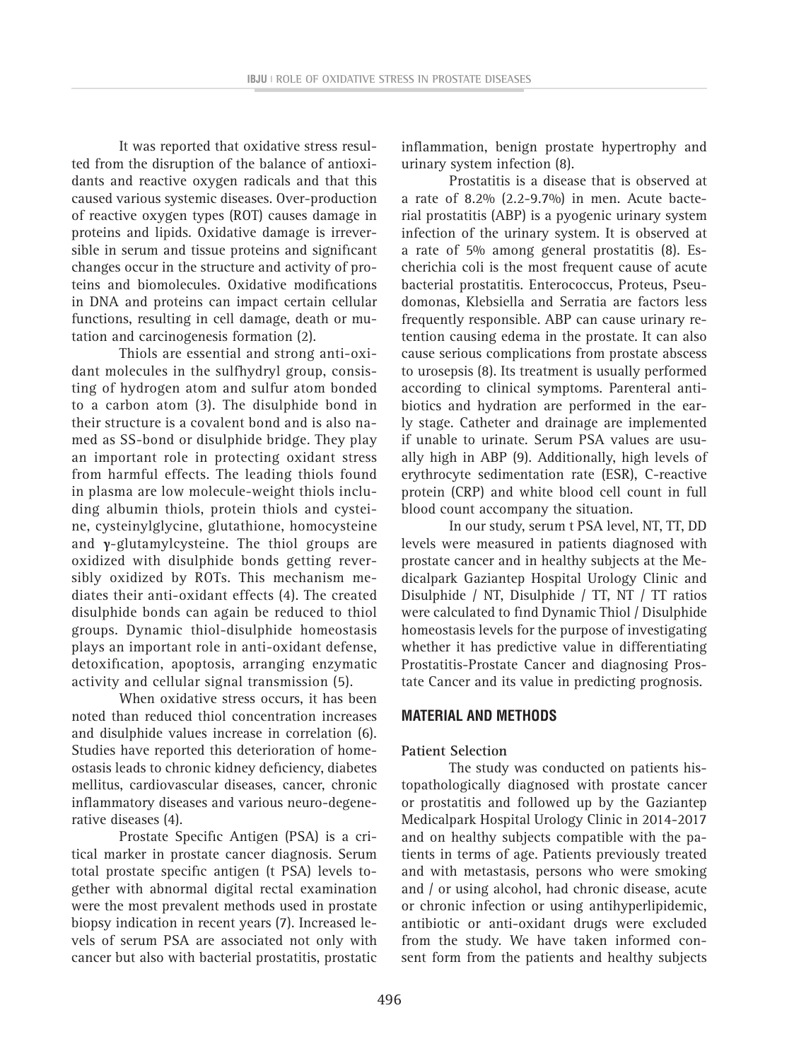It was reported that oxidative stress resulted from the disruption of the balance of antioxidants and reactive oxygen radicals and that this caused various systemic diseases. Over-production of reactive oxygen types (ROT) causes damage in proteins and lipids. Oxidative damage is irreversible in serum and tissue proteins and significant changes occur in the structure and activity of proteins and biomolecules. Oxidative modifications in DNA and proteins can impact certain cellular functions, resulting in cell damage, death or mutation and carcinogenesis formation (2).

Thiols are essential and strong anti-oxidant molecules in the sulfhydryl group, consisting of hydrogen atom and sulfur atom bonded to a carbon atom (3). The disulphide bond in their structure is a covalent bond and is also named as SS-bond or disulphide bridge. They play an important role in protecting oxidant stress from harmful effects. The leading thiols found in plasma are low molecule-weight thiols including albumin thiols, protein thiols and cysteine, cysteinylglycine, glutathione, homocysteine and **γ**-glutamylcysteine. The thiol groups are oxidized with disulphide bonds getting reversibly oxidized by ROTs. This mechanism mediates their anti-oxidant effects (4). The created disulphide bonds can again be reduced to thiol groups. Dynamic thiol-disulphide homeostasis plays an important role in anti-oxidant defense, detoxification, apoptosis, arranging enzymatic activity and cellular signal transmission (5).

When oxidative stress occurs, it has been noted than reduced thiol concentration increases and disulphide values increase in correlation (6). Studies have reported this deterioration of homeostasis leads to chronic kidney deficiency, diabetes mellitus, cardiovascular diseases, cancer, chronic inflammatory diseases and various neuro-degenerative diseases (4).

Prostate Specific Antigen (PSA) is a critical marker in prostate cancer diagnosis. Serum total prostate specific antigen (t PSA) levels together with abnormal digital rectal examination were the most prevalent methods used in prostate biopsy indication in recent years (7). Increased levels of serum PSA are associated not only with cancer but also with bacterial prostatitis, prostatic inflammation, benign prostate hypertrophy and urinary system infection (8).

Prostatitis is a disease that is observed at a rate of 8.2% (2.2-9.7%) in men. Acute bacterial prostatitis (ABP) is a pyogenic urinary system infection of the urinary system. It is observed at a rate of 5% among general prostatitis (8). Escherichia coli is the most frequent cause of acute bacterial prostatitis. Enterococcus, Proteus, Pseudomonas, Klebsiella and Serratia are factors less frequently responsible. ABP can cause urinary retention causing edema in the prostate. It can also cause serious complications from prostate abscess to urosepsis (8). Its treatment is usually performed according to clinical symptoms. Parenteral antibiotics and hydration are performed in the early stage. Catheter and drainage are implemented if unable to urinate. Serum PSA values are usually high in ABP (9). Additionally, high levels of erythrocyte sedimentation rate (ESR), C-reactive protein (CRP) and white blood cell count in full blood count accompany the situation.

In our study, serum t PSA level, NT, TT, DD levels were measured in patients diagnosed with prostate cancer and in healthy subjects at the Medicalpark Gaziantep Hospital Urology Clinic and Disulphide / NT, Disulphide / TT, NT / TT ratios were calculated to find Dynamic Thiol / Disulphide homeostasis levels for the purpose of investigating whether it has predictive value in differentiating Prostatitis-Prostate Cancer and diagnosing Prostate Cancer and its value in predicting prognosis.

## MATERIAL AND METHODS

### Patient Selection

The study was conducted on patients histopathologically diagnosed with prostate cancer or prostatitis and followed up by the Gaziantep Medicalpark Hospital Urology Clinic in 2014-2017 and on healthy subjects compatible with the patients in terms of age. Patients previously treated and with metastasis, persons who were smoking and / or using alcohol, had chronic disease, acute or chronic infection or using antihyperlipidemic, antibiotic or anti-oxidant drugs were excluded from the study. We have taken informed consent form from the patients and healthy subjects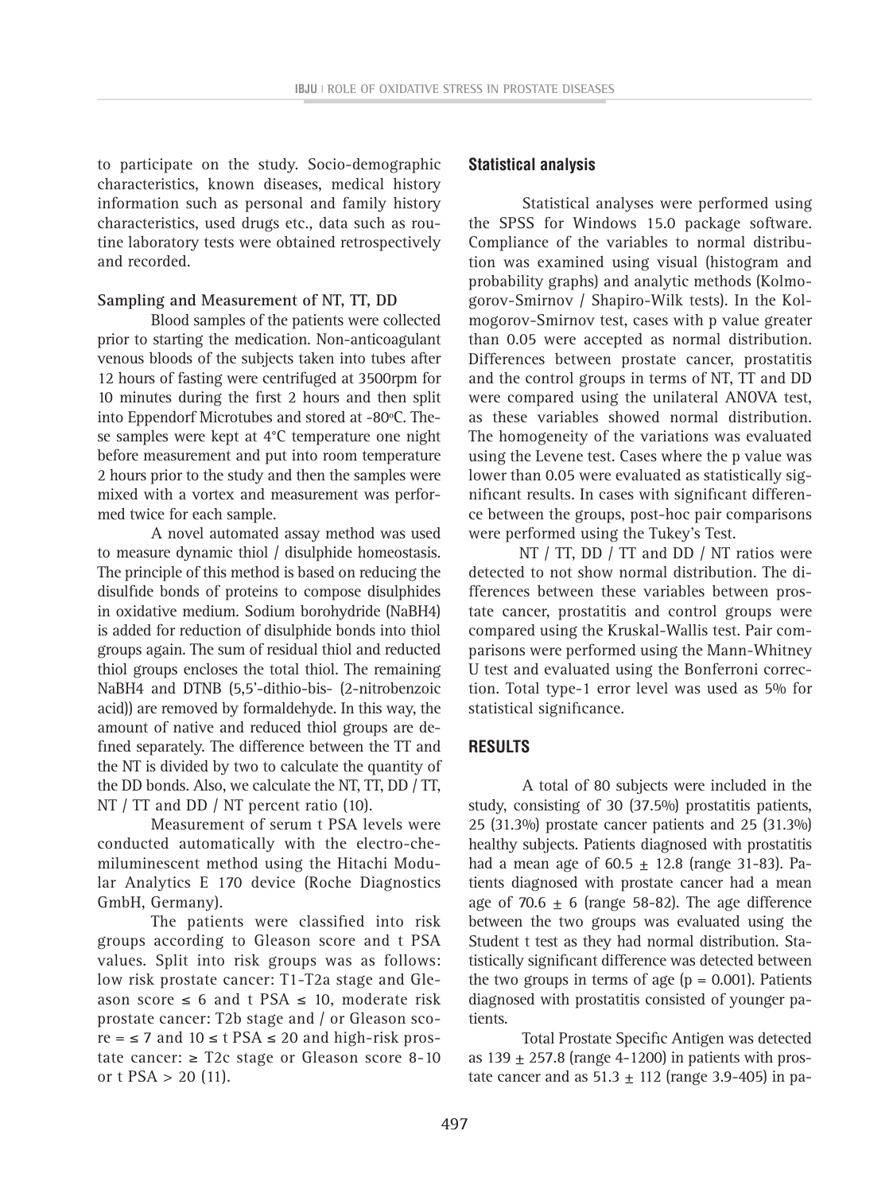to participate on the study. Socio-demographic characteristics, known diseases, medical history information such as personal and family history characteristics, used drugs etc., data such as routine laboratory tests were obtained retrospectively and recorded.

**Sampling and Measurement of NT, TT, DD**

Blood samples of the patients were collected prior to starting the medication. Non-anticoagulant venous bloods of the subjects taken into tubes after 12 hours of fasting were centrifuged at 3500rpm for 10 minutes during the first 2 hours and then split into Eppendorf Microtubes and stored at -80°C. These samples were kept at 4°C temperature one night before measurement and put into room temperature 2 hours prior to the study and then the samples were mixed with a vortex and measurement was performed twice for each sample.

A novel automated assay method was used to measure dynamic thiol / disulphide homeostasis. The principle of this method is based on reducing the disulfide bonds of proteins to compose disulphides in oxidative medium. Sodium borohydride ($NaBH_4$) is added for reduction of disulphide bonds into thiol groups again. The sum of residual thiol and reducted thiol groups encloses the total thiol. The remaining $NaBH_4$ and DTNB (5,5'-dithio-bis- (2-nitrobenzoic acid)) are removed by formaldehyde. In this way, the amount of native and reduced thiol groups are defined separately. The difference between the TT and the NT is divided by two to calculate the quantity of the DD bonds. Also, we calculate the NT, TT, DD / TT, NT / TT and DD / NT percent ratio (10).

Measurement of serum t PSA levels were conducted automatically with the electro-chemiluminescent method using the Hitachi Modular Analytics E 170 device (Roche Diagnostics GmbH, Germany).

The patients were classified into risk groups according to Gleason score and t PSA values. Split into risk groups was as follows: low risk prostate cancer: T1-T2a stage and Gleason score ≤ 6 and t PSA ≤ 10, moderate risk prostate cancer: T2b stage and / or Gleason score = ≤ 7 and 10 ≤ t PSA ≤ 20 and high-risk prostate cancer: ≥ T2c stage or Gleason score 8-10 or t PSA > 20 (11).

## Statistical analysis

Statistical analyses were performed using the SPSS for Windows 15.0 package software. Compliance of the variables to normal distribution was examined using visual (histogram and probability graphs) and analytic methods (Kolmogorov-Smirnov / Shapiro-Wilk tests). In the Kolmogorov-Smirnov test, cases with p value greater than 0.05 were accepted as normal distribution. Differences between prostate cancer, prostatitis and the control groups in terms of NT, TT and DD were compared using the unilateral ANOVA test, as these variables showed normal distribution. The homogeneity of the variations was evaluated using the Levene test. Cases where the p value was lower than 0.05 were evaluated as statistically significant results. In cases with significant difference between the groups, post-hoc pair comparisons were performed using the Tukey's Test.

NT / TT, DD / TT and DD / NT ratios were detected to not show normal distribution. The differences between these variables between prostate cancer, prostatitis and control groups were compared using the Kruskal-Wallis test. Pair comparisons were performed using the Mann-Whitney U test and evaluated using the Bonferroni correction. Total type-1 error level was used as 5% for statistical significance.

## RESULTS

A total of 80 subjects were included in the study, consisting of 30 (37.5%) prostatitis patients, 25 (31.3%) prostate cancer patients and 25 (31.3%) healthy subjects. Patients diagnosed with prostatitis had a mean age of 60.5 ± 12.8 (range 31-83). Patients diagnosed with prostate cancer had a mean age of 70.6 ± 6 (range 58-82). The age difference between the two groups was evaluated using the Student t test as they had normal distribution. Statistically significant difference was detected between the two groups in terms of age ($p = 0.001$). Patients diagnosed with prostatitis consisted of younger patients.

Total Prostate Specific Antigen was detected as 139 ± 257.8 (range 4-1200) in patients with prostate cancer and as 51.3 ± 112 (range 3.9-405) in pa-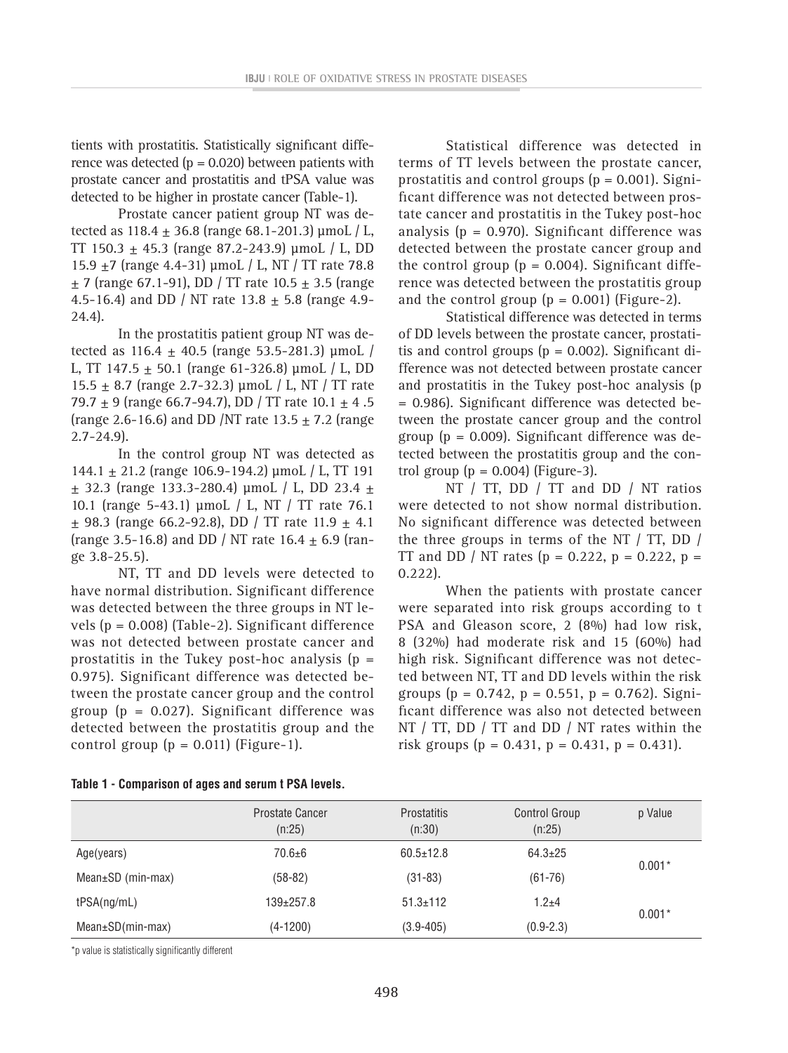tients with prostatitis. Statistically significant difference was detected (p = 0.020) between patients with prostate cancer and prostatitis and tPSA value was detected to be higher in prostate cancer (Table-1).

Prostate cancer patient group NT was detected as 118.4 ± 36.8 (range 68.1-201.3) µmoL / L, TT 150.3 ± 45.3 (range 87.2-243.9) µmoL / L, DD 15.9 ±7 (range 4.4-31) µmoL / L, NT / TT rate 78.8 ± 7 (range 67.1-91), DD / TT rate 10.5 ± 3.5 (range 4.5-16.4) and DD / NT rate 13.8 ± 5.8 (range 4.9-24.4).

In the prostatitis patient group NT was detected as 116.4 ± 40.5 (range 53.5-281.3) µmoL / L, TT 147.5 ± 50.1 (range 61-326.8) µmoL / L, DD 15.5 ± 8.7 (range 2.7-32.3) µmoL / L, NT / TT rate 79.7 ± 9 (range 66.7-94.7), DD / TT rate 10.1 ± 4 .5 (range 2.6-16.6) and DD /NT rate 13.5 ± 7.2 (range 2.7-24.9).

In the control group NT was detected as 144.1 ± 21.2 (range 106.9-194.2) µmoL / L, TT 191 ± 32.3 (range 133.3-280.4) µmoL / L, DD 23.4 ± 10.1 (range 5-43.1) µmoL / L, NT / TT rate 76.1 ± 98.3 (range 66.2-92.8), DD / TT rate 11.9 ± 4.1 (range 3.5-16.8) and DD / NT rate 16.4 ± 6.9 (range 3.8-25.5).

NT, TT and DD levels were detected to have normal distribution. Significant difference was detected between the three groups in NT levels (p = 0.008) (Table-2). Significant difference was not detected between prostate cancer and prostatitis in the Tukey post-hoc analysis (p = 0.975). Significant difference was detected between the prostate cancer group and the control group (p = 0.027). Significant difference was detected between the prostatitis group and the control group (p = 0.011) (Figure-1).

Statistical difference was detected in terms of TT levels between the prostate cancer, prostatitis and control groups (p = 0.001). Significant difference was not detected between prostate cancer and prostatitis in the Tukey post-hoc analysis (p = 0.970). Significant difference was detected between the prostate cancer group and the control group (p = 0.004). Significant difference was detected between the prostatitis group and the control group (p = 0.001) (Figure-2).

Statistical difference was detected in terms of DD levels between the prostate cancer, prostatitis and control groups (p = 0.002). Significant difference was not detected between prostate cancer and prostatitis in the Tukey post-hoc analysis (p = 0.986). Significant difference was detected between the prostate cancer group and the control group (p = 0.009). Significant difference was detected between the prostatitis group and the control group (p = 0.004) (Figure-3).

NT / TT, DD / TT and DD / NT ratios were detected to not show normal distribution. No significant difference was detected between the three groups in terms of the NT / TT, DD / TT and DD / NT rates (p = 0.222, p = 0.222, p = 0.222).

When the patients with prostate cancer were separated into risk groups according to t PSA and Gleason score, 2 (8%) had low risk, 8 (32%) had moderate risk and 15 (60%) had high risk. Significant difference was not detected between NT, TT and DD levels within the risk groups (p = 0.742, p = 0.551, p = 0.762). Significant difference was also not detected between NT / TT, DD / TT and DD / NT rates within the risk groups (p = 0.431, p = 0.431, p = 0.431).

**Table 1 - Comparison of ages and serum t PSA levels.**

| | Prostate Cancer (n:25) | Prostatitis (n:30) | Control Group (n:25) | p Value |
|---|---|---|---|---|
| Age(years) | 70.6±6 | 60.5±12.8 | 64.3±25 | 0.001* |
| Mean±SD (min-max) | (58-82) | (31-83) | (61-76) | |
| tPSA(ng/mL) | 139±257.8 | 51.3±112 | 1.2±4 | 0.001* |
| Mean±SD(min-max) | (4-1200) | (3.9-405) | (0.9-2.3) | |

*p value is statistically significantly different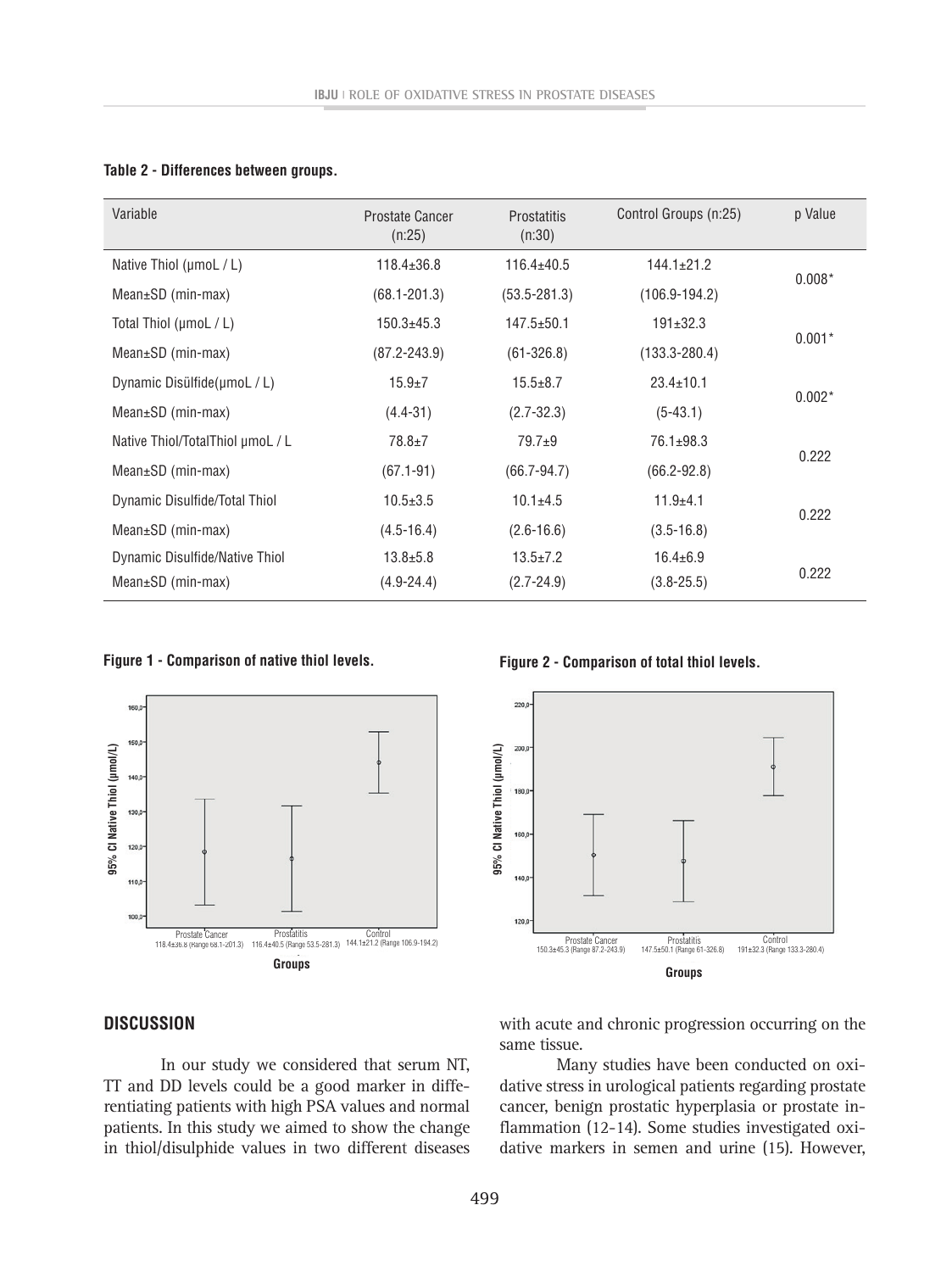**Table 2 - Differences between groups.**

| Variable | Prostate Cancer (n:25) | Prostatitis (n:30) | Control Groups (n:25) | p Value |
|---|---|---|---|---|
| Native Thiol (µmoL / L) | 118.4±36.8 | 116.4±40.5 | 144.1±21.2 | 0.008* |
| Mean±SD (min-max) | (68.1-201.3) | (53.5-281.3) | (106.9-194.2) | |
| Total Thiol (µmoL / L) | 150.3±45.3 | 147.5±50.1 | 191±32.3 | 0.001* |
| Mean±SD (min-max) | (87.2-243.9) | (61-326.8) | (133.3-280.4) | |
| Dynamic Disülfide(µmoL / L) | 15.9±7 | 15.5±8.7 | 23.4±10.1 | 0.002* |
| Mean±SD (min-max) | (4.4-31) | (2.7-32.3) | (5-43.1) | |
| Native Thiol/TotalThiol µmoL / L | 78.8±7 | 79.7±9 | 76.1±98.3 | 0.222 |
| Mean±SD (min-max) | (67.1-91) | (66.7-94.7) | (66.2-92.8) | |
| Dynamic Disulfide/Total Thiol | 10.5±3.5 | 10.1±4.5 | 11.9±4.1 | 0.222 |
| Mean±SD (min-max) | (4.5-16.4) | (2.6-16.6) | (3.5-16.8) | |
| Dynamic Disulfide/Native Thiol | 13.8±5.8 | 13.5±7.2 | 16.4±6.9 | 0.222 |
| Mean±SD (min-max) | (4.9-24.4) | (2.7-24.9) | (3.8-25.5) | |

**Figure 1 - Comparison of native thiol levels.**

**Figure 2 - Comparison of total thiol levels.**

## DISCUSSION

In our study we considered that serum NT, TT and DD levels could be a good marker in differentiating patients with high PSA values and normal patients. In this study we aimed to show the change in thiol/disulphide values in two different diseases with acute and chronic progression occurring on the same tissue.

Many studies have been conducted on oxidative stress in urological patients regarding prostate cancer, benign prostatic hyperplasia or prostate inflammation (12-14). Some studies investigated oxidative markers in semen and urine (15). However,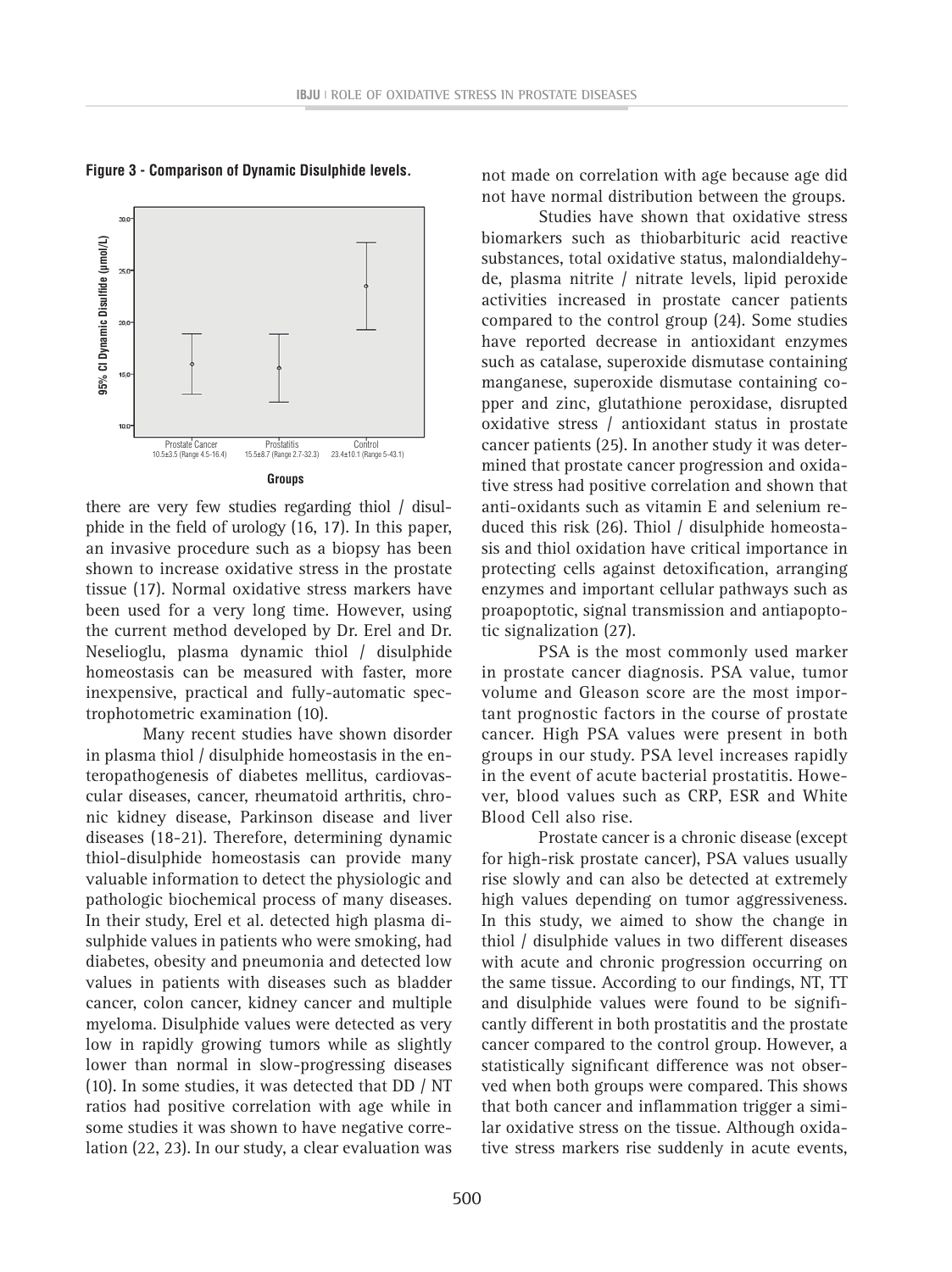**Figure 3 - Comparison of Dynamic Disulphide levels.**

there are very few studies regarding thiol / disulphide in the field of urology (16, 17). In this paper, an invasive procedure such as a biopsy has been shown to increase oxidative stress in the prostate tissue (17). Normal oxidative stress markers have been used for a very long time. However, using the current method developed by Dr. Erel and Dr. Neselioglu, plasma dynamic thiol / disulphide homeostasis can be measured with faster, more inexpensive, practical and fully-automatic spectrophotometric examination (10).

Many recent studies have shown disorder in plasma thiol / disulphide homeostasis in the enteropathogenesis of diabetes mellitus, cardiovascular diseases, cancer, rheumatoid arthritis, chronic kidney disease, Parkinson disease and liver diseases (18-21). Therefore, determining dynamic thiol-disulphide homeostasis can provide many valuable information to detect the physiologic and pathologic biochemical process of many diseases. In their study, Erel et al. detected high plasma disulphide values in patients who were smoking, had diabetes, obesity and pneumonia and detected low values in patients with diseases such as bladder cancer, colon cancer, kidney cancer and multiple myeloma. Disulphide values were detected as very low in rapidly growing tumors while as slightly lower than normal in slow-progressing diseases (10). In some studies, it was detected that DD / NT ratios had positive correlation with age while in some studies it was shown to have negative correlation (22, 23). In our study, a clear evaluation was not made on correlation with age because age did not have normal distribution between the groups.

Studies have shown that oxidative stress biomarkers such as thiobarbituric acid reactive substances, total oxidative status, malondialdehyde, plasma nitrite / nitrate levels, lipid peroxide activities increased in prostate cancer patients compared to the control group (24). Some studies have reported decrease in antioxidant enzymes such as catalase, superoxide dismutase containing manganese, superoxide dismutase containing copper and zinc, glutathione peroxidase, disrupted oxidative stress / antioxidant status in prostate cancer patients (25). In another study it was determined that prostate cancer progression and oxidative stress had positive correlation and shown that anti-oxidants such as vitamin E and selenium reduced this risk (26). Thiol / disulphide homeostasis and thiol oxidation have critical importance in protecting cells against detoxification, arranging enzymes and important cellular pathways such as proapoptotic, signal transmission and antiapoptotic signalization (27).

PSA is the most commonly used marker in prostate cancer diagnosis. PSA value, tumor volume and Gleason score are the most important prognostic factors in the course of prostate cancer. High PSA values were present in both groups in our study. PSA level increases rapidly in the event of acute bacterial prostatitis. However, blood values such as CRP, ESR and White Blood Cell also rise.

Prostate cancer is a chronic disease (except for high-risk prostate cancer), PSA values usually rise slowly and can also be detected at extremely high values depending on tumor aggressiveness. In this study, we aimed to show the change in thiol / disulphide values in two different diseases with acute and chronic progression occurring on the same tissue. According to our findings, NT, TT and disulphide values were found to be significantly different in both prostatitis and the prostate cancer compared to the control group. However, a statistically significant difference was not observed when both groups were compared. This shows that both cancer and inflammation trigger a similar oxidative stress on the tissue. Although oxidative stress markers rise suddenly in acute events,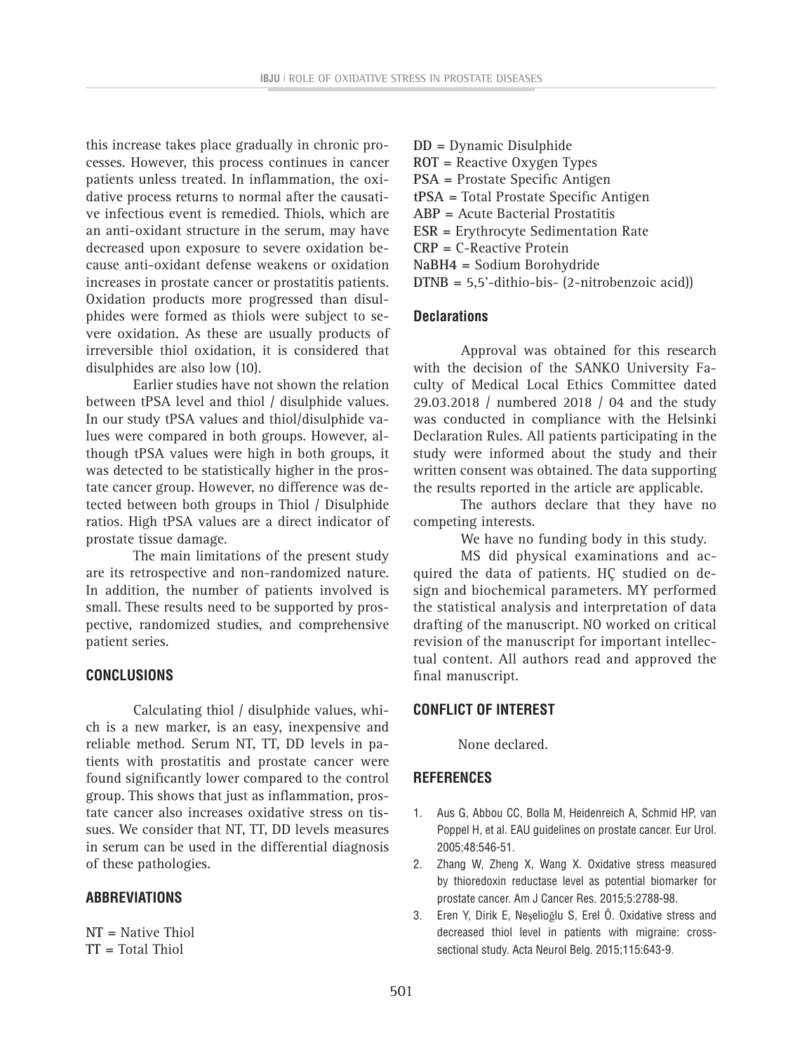this increase takes place gradually in chronic processes. However, this process continues in cancer patients unless treated. In inflammation, the oxidative process returns to normal after the causative infectious event is remedied. Thiols, which are an anti-oxidant structure in the serum, may have decreased upon exposure to severe oxidation because anti-oxidant defense weakens or oxidation increases in prostate cancer or prostatitis patients. Oxidation products more progressed than disulphides were formed as thiols were subject to severe oxidation. As these are usually products of irreversible thiol oxidation, it is considered that disulphides are also low (10).

Earlier studies have not shown the relation between tPSA level and thiol / disulphide values. In our study tPSA values and thiol/disulphide values were compared in both groups. However, although tPSA values were high in both groups, it was detected to be statistically higher in the prostate cancer group. However, no difference was detected between both groups in Thiol / Disulphide ratios. High tPSA values are a direct indicator of prostate tissue damage.

The main limitations of the present study are its retrospective and non-randomized nature. In addition, the number of patients involved is small. These results need to be supported by prospective, randomized studies, and comprehensive patient series.

## CONCLUSIONS

Calculating thiol / disulphide values, which is a new marker, is an easy, inexpensive and reliable method. Serum NT, TT, DD levels in patients with prostatitis and prostate cancer were found significantly lower compared to the control group. This shows that just as inflammation, prostate cancer also increases oxidative stress on tissues. We consider that NT, TT, DD levels measures in serum can be used in the differential diagnosis of these pathologies.

## ABBREVIATIONS

**NT** = Native Thiol
**TT** = Total Thiol
**DD** = Dynamic Disulphide
**ROT** = Reactive Oxygen Types
**PSA** = Prostate Specific Antigen
**tPSA** = Total Prostate Specific Antigen
**ABP** = Acute Bacterial Prostatitis
**ESR** = Erythrocyte Sedimentation Rate
**CRP** = C-Reactive Protein
**NaBH4** = Sodium Borohydride
**DTNB** = 5,5'-dithio-bis- (2-nitrobenzoic acid))

## Declarations

Approval was obtained for this research with the decision of the SANKO University Faculty of Medical Local Ethics Committee dated 29.03.2018 / numbered 2018 / 04 and the study was conducted in compliance with the Helsinki Declaration Rules. All patients participating in the study were informed about the study and their written consent was obtained. The data supporting the results reported in the article are applicable.

The authors declare that they have no competing interests.

We have no funding body in this study.

MS did physical examinations and acquired the data of patients. HÇ studied on design and biochemical parameters. MY performed the statistical analysis and interpretation of data drafting of the manuscript. NO worked on critical revision of the manuscript for important intellectual content. All authors read and approved the final manuscript.

## CONFLICT OF INTEREST

None declared.

## REFERENCES

1. Aus G, Abbou CC, Bolla M, Heidenreich A, Schmid HP, van Poppel H, et al. EAU guidelines on prostate cancer. Eur Urol. 2005;48:546-51.
2. Zhang W, Zheng X, Wang X. Oxidative stress measured by thioredoxin reductase level as potential biomarker for prostate cancer. Am J Cancer Res. 2015;5:2788-98.
3. Eren Y, Dirik E, Neşelioğlu S, Erel Ö. Oxidative stress and decreased thiol level in patients with migraine: cross-sectional study. Acta Neurol Belg. 2015;115:643-9.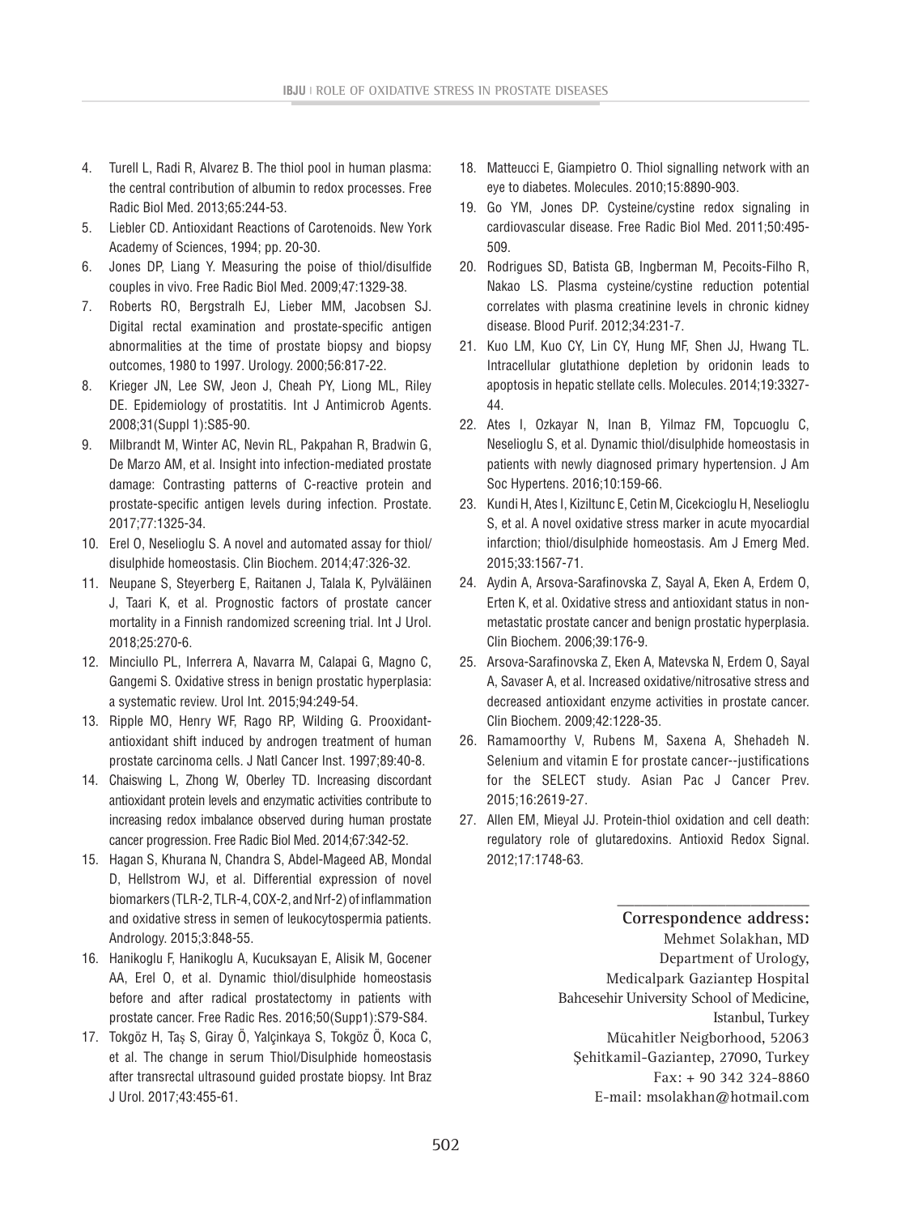4. Turell L, Radi R, Alvarez B. The thiol pool in human plasma: the central contribution of albumin to redox processes. Free Radic Biol Med. 2013;65:244-53.
5. Liebler CD. Antioxidant Reactions of Carotenoids. New York Academy of Sciences, 1994; pp. 20-30.
6. Jones DP, Liang Y. Measuring the poise of thiol/disulfide couples in vivo. Free Radic Biol Med. 2009;47:1329-38.
7. Roberts RO, Bergstralh EJ, Lieber MM, Jacobsen SJ. Digital rectal examination and prostate-specific antigen abnormalities at the time of prostate biopsy and biopsy outcomes, 1980 to 1997. Urology. 2000;56:817-22.
8. Krieger JN, Lee SW, Jeon J, Cheah PY, Liong ML, Riley DE. Epidemiology of prostatitis. Int J Antimicrob Agents. 2008;31(Suppl 1):S85-90.
9. Milbrandt M, Winter AC, Nevin RL, Pakpahan R, Bradwin G, De Marzo AM, et al. Insight into infection-mediated prostate damage: Contrasting patterns of C-reactive protein and prostate-specific antigen levels during infection. Prostate. 2017;77:1325-34.
10. Erel O, Neselioglu S. A novel and automated assay for thiol/disulphide homeostasis. Clin Biochem. 2014;47:326-32.
11. Neupane S, Steyerberg E, Raitanen J, Talala K, Pylväläinen J, Taari K, et al. Prognostic factors of prostate cancer mortality in a Finnish randomized screening trial. Int J Urol. 2018;25:270-6.
12. Minciullo PL, Inferrera A, Navarra M, Calapai G, Magno C, Gangemi S. Oxidative stress in benign prostatic hyperplasia: a systematic review. Urol Int. 2015;94:249-54.
13. Ripple MO, Henry WF, Rago RP, Wilding G. Prooxidant-antioxidant shift induced by androgen treatment of human prostate carcinoma cells. J Natl Cancer Inst. 1997;89:40-8.
14. Chaiswing L, Zhong W, Oberley TD. Increasing discordant antioxidant protein levels and enzymatic activities contribute to increasing redox imbalance observed during human prostate cancer progression. Free Radic Biol Med. 2014;67:342-52.
15. Hagan S, Khurana N, Chandra S, Abdel-Mageed AB, Mondal D, Hellstrom WJ, et al. Differential expression of novel biomarkers (TLR-2, TLR-4, COX-2, and Nrf-2) of inflammation and oxidative stress in semen of leukocytospermia patients. Andrology. 2015;3:848-55.
16. Hanikoglu F, Hanikoglu A, Kucuksayan E, Alisik M, Gocener AA, Erel O, et al. Dynamic thiol/disulphide homeostasis before and after radical prostatectomy in patients with prostate cancer. Free Radic Res. 2016;50(Supp1):S79-S84.
17. Tokgöz H, Taş S, Giray Ö, Yalçinkaya S, Tokgöz Ö, Koca C, et al. The change in serum Thiol/Disulphide homeostasis after transrectal ultrasound guided prostate biopsy. Int Braz J Urol. 2017;43:455-61.
18. Matteucci E, Giampietro O. Thiol signalling network with an eye to diabetes. Molecules. 2010;15:8890-903.
19. Go YM, Jones DP. Cysteine/cystine redox signaling in cardiovascular disease. Free Radic Biol Med. 2011;50:495-509.
20. Rodrigues SD, Batista GB, Ingberman M, Pecoits-Filho R, Nakao LS. Plasma cysteine/cystine reduction potential correlates with plasma creatinine levels in chronic kidney disease. Blood Purif. 2012;34:231-7.
21. Kuo LM, Kuo CY, Lin CY, Hung MF, Shen JJ, Hwang TL. Intracellular glutathione depletion by oridonin leads to apoptosis in hepatic stellate cells. Molecules. 2014;19:3327-44.
22. Ates I, Ozkayar N, Inan B, Yilmaz FM, Topcuoglu C, Neselioglu S, et al. Dynamic thiol/disulphide homeostasis in patients with newly diagnosed primary hypertension. J Am Soc Hypertens. 2016;10:159-66.
23. Kundi H, Ates I, Kiziltunc E, Cetin M, Cicekcioglu H, Neselioglu S, et al. A novel oxidative stress marker in acute myocardial infarction; thiol/disulphide homeostasis. Am J Emerg Med. 2015;33:1567-71.
24. Aydin A, Arsova-Sarafinovska Z, Sayal A, Eken A, Erdem O, Erten K, et al. Oxidative stress and antioxidant status in non-metastatic prostate cancer and benign prostatic hyperplasia. Clin Biochem. 2006;39:176-9.
25. Arsova-Sarafinovska Z, Eken A, Matevska N, Erdem O, Sayal A, Savaser A, et al. Increased oxidative/nitrosative stress and decreased antioxidant enzyme activities in prostate cancer. Clin Biochem. 2009;42:1228-35.
26. Ramamoorthy V, Rubens M, Saxena A, Shehadeh N. Selenium and vitamin E for prostate cancer--justifications for the SELECT study. Asian Pac J Cancer Prev. 2015;16:2619-27.
27. Allen EM, Mieyal JJ. Protein-thiol oxidation and cell death: regulatory role of glutaredoxins. Antioxid Redox Signal. 2012;17:1748-63.

**Correspondence address:**
Mehmet Solakhan, MD
Department of Urology,
Medicalpark Gaziantep Hospital
Bahcesehir University School of Medicine,
Istanbul, Turkey
Mücahitler Neigborhood, 52063
Şehitkamil-Gaziantep, 27090, Turkey
Fax: + 90 342 324-8860
E-mail: msolakhan@hotmail.com